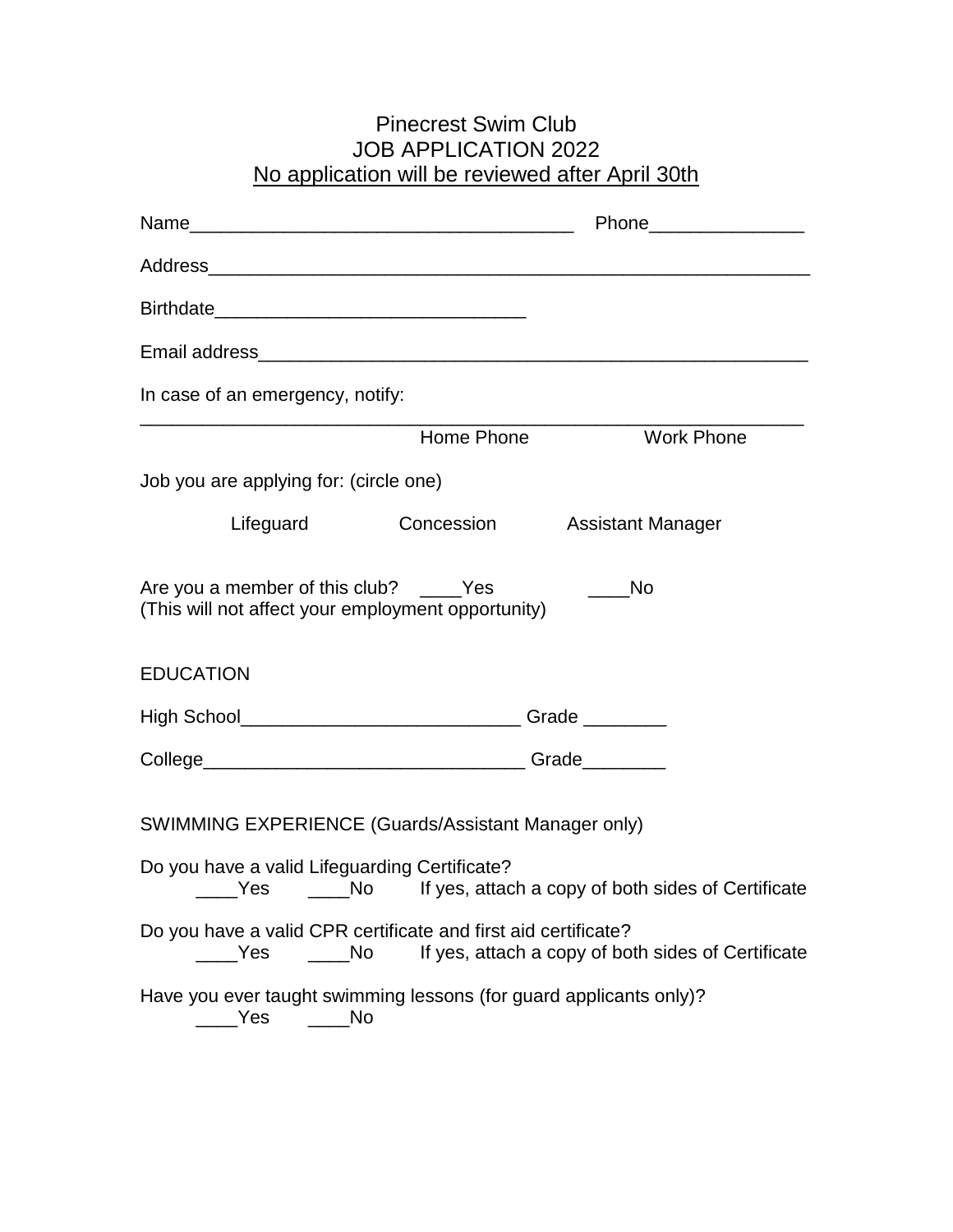# Pinecrest Swim Club
# JOB APPLICATION 2022

No application will be reviewed after April 30th

Name_____________________________________ Phone_______________

Address___________________________________________________________

Birthdate______________________________

Email address_____________________________________________________

In case of an emergency, notify:

_________________________________________________________________
Home Phone Work Phone

Job you are applying for: (circle one)

Lifeguard Concession Assistant Manager

Are you a member of this club? ____Yes ____No
(This will not affect your employment opportunity)

EDUCATION

High School___________________________ Grade ________

College_______________________________ Grade________

SWIMMING EXPERIENCE (Guards/Assistant Manager only)

Do you have a valid Lifeguarding Certificate?
____Yes ____No If yes, attach a copy of both sides of Certificate

Do you have a valid CPR certificate and first aid certificate?
____Yes ____No If yes, attach a copy of both sides of Certificate

Have you ever taught swimming lessons (for guard applicants only)?
____Yes ____No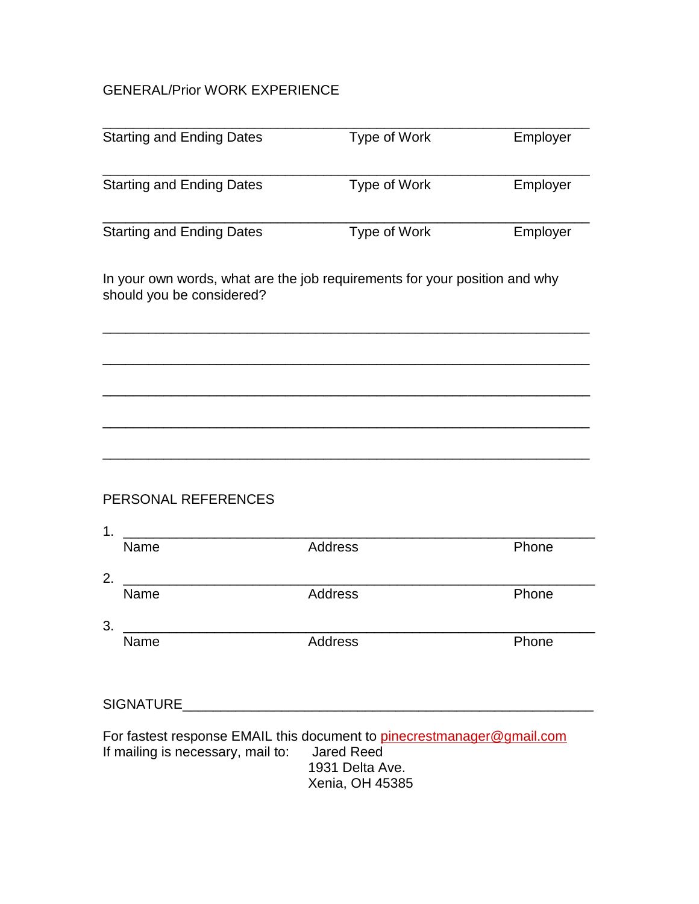GENERAL/Prior WORK EXPERIENCE

\_\_\_\_\_\_\_\_\_\_\_\_\_\_\_\_\_\_\_\_\_\_\_\_\_\_\_\_\_\_\_\_\_\_\_\_\_\_\_\_\_\_\_\_\_\_\_\_\_\_\_\_\_\_\_\_\_\_\_\_
Starting and Ending Dates          Type of Work          Employer

\_\_\_\_\_\_\_\_\_\_\_\_\_\_\_\_\_\_\_\_\_\_\_\_\_\_\_\_\_\_\_\_\_\_\_\_\_\_\_\_\_\_\_\_\_\_\_\_\_\_\_\_\_\_\_\_\_\_\_\_
Starting and Ending Dates          Type of Work          Employer

\_\_\_\_\_\_\_\_\_\_\_\_\_\_\_\_\_\_\_\_\_\_\_\_\_\_\_\_\_\_\_\_\_\_\_\_\_\_\_\_\_\_\_\_\_\_\_\_\_\_\_\_\_\_\_\_\_\_\_\_
Starting and Ending Dates          Type of Work          Employer

In your own words, what are the job requirements for your position and why should you be considered?

\_\_\_\_\_\_\_\_\_\_\_\_\_\_\_\_\_\_\_\_\_\_\_\_\_\_\_\_\_\_\_\_\_\_\_\_\_\_\_\_\_\_\_\_\_\_\_\_\_\_\_\_\_\_\_\_\_\_\_\_

\_\_\_\_\_\_\_\_\_\_\_\_\_\_\_\_\_\_\_\_\_\_\_\_\_\_\_\_\_\_\_\_\_\_\_\_\_\_\_\_\_\_\_\_\_\_\_\_\_\_\_\_\_\_\_\_\_\_\_\_

\_\_\_\_\_\_\_\_\_\_\_\_\_\_\_\_\_\_\_\_\_\_\_\_\_\_\_\_\_\_\_\_\_\_\_\_\_\_\_\_\_\_\_\_\_\_\_\_\_\_\_\_\_\_\_\_\_\_\_\_

\_\_\_\_\_\_\_\_\_\_\_\_\_\_\_\_\_\_\_\_\_\_\_\_\_\_\_\_\_\_\_\_\_\_\_\_\_\_\_\_\_\_\_\_\_\_\_\_\_\_\_\_\_\_\_\_\_\_\_\_

\_\_\_\_\_\_\_\_\_\_\_\_\_\_\_\_\_\_\_\_\_\_\_\_\_\_\_\_\_\_\_\_\_\_\_\_\_\_\_\_\_\_\_\_\_\_\_\_\_\_\_\_\_\_\_\_\_\_\_\_

PERSONAL REFERENCES

1. \_\_\_\_\_\_\_\_\_\_\_\_\_\_\_\_\_\_\_\_\_\_\_\_\_\_\_\_\_\_\_\_\_\_\_\_\_\_\_\_\_\_\_\_\_\_\_\_\_\_\_\_\_\_\_\_\_\_\_\_
   Name          Address          Phone

2. \_\_\_\_\_\_\_\_\_\_\_\_\_\_\_\_\_\_\_\_\_\_\_\_\_\_\_\_\_\_\_\_\_\_\_\_\_\_\_\_\_\_\_\_\_\_\_\_\_\_\_\_\_\_\_\_\_\_\_\_
   Name          Address          Phone

3. \_\_\_\_\_\_\_\_\_\_\_\_\_\_\_\_\_\_\_\_\_\_\_\_\_\_\_\_\_\_\_\_\_\_\_\_\_\_\_\_\_\_\_\_\_\_\_\_\_\_\_\_\_\_\_\_\_\_\_\_
   Name          Address          Phone

SIGNATURE\_\_\_\_\_\_\_\_\_\_\_\_\_\_\_\_\_\_\_\_\_\_\_\_\_\_\_\_\_\_\_\_\_\_\_\_\_\_\_\_\_\_\_\_\_\_\_\_\_\_\_\_

For fastest response EMAIL this document to pinecrestmanager@gmail.com
If mailing is necessary, mail to:
Jared Reed
1931 Delta Ave.
Xenia, OH 45385